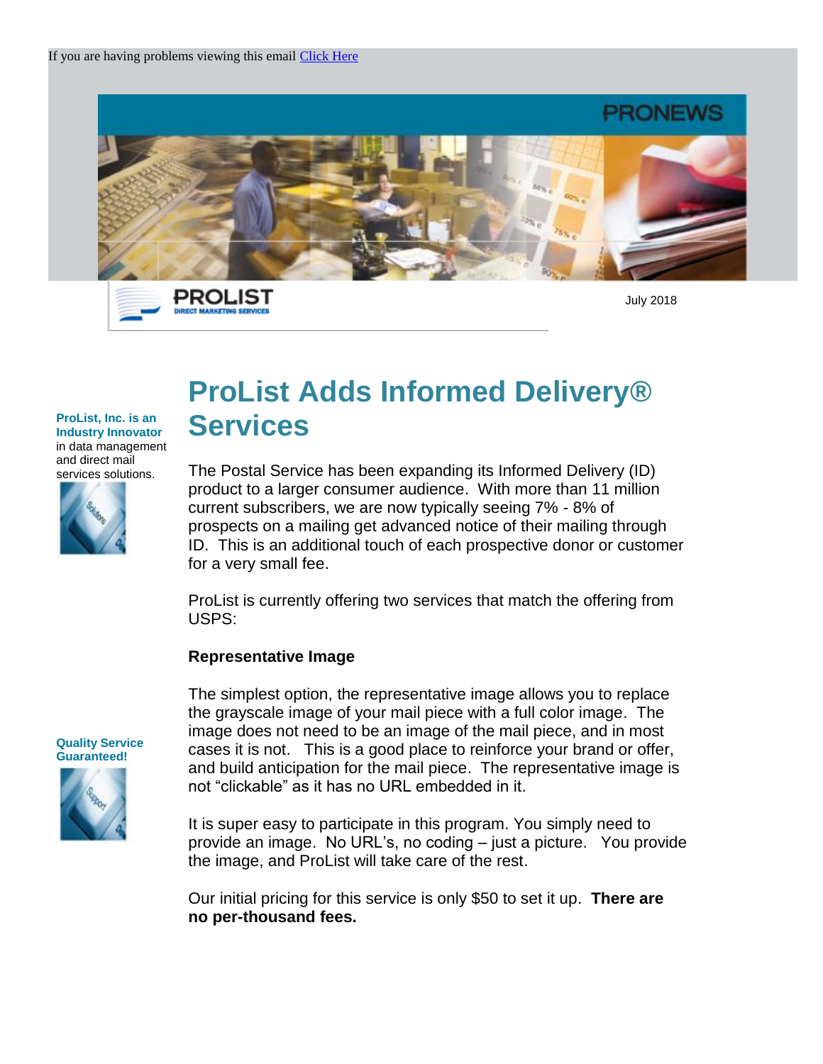If you are having problems viewing this email Click Here

PRONEWS

PROLIST
DIRECT MARKETING SERVICES

July 2018

**ProList, Inc. is an Industry Innovator** in data management and direct mail services solutions.

**Quality Service Guaranteed!**

# ProList Adds Informed Delivery® Services

The Postal Service has been expanding its Informed Delivery (ID) product to a larger consumer audience. With more than 11 million current subscribers, we are now typically seeing 7% - 8% of prospects on a mailing get advanced notice of their mailing through ID. This is an additional touch of each prospective donor or customer for a very small fee.

ProList is currently offering two services that match the offering from USPS:

**Representative Image**

The simplest option, the representative image allows you to replace the grayscale image of your mail piece with a full color image. The image does not need to be an image of the mail piece, and in most cases it is not. This is a good place to reinforce your brand or offer, and build anticipation for the mail piece. The representative image is not "clickable" as it has no URL embedded in it.

It is super easy to participate in this program. You simply need to provide an image. No URL's, no coding – just a picture. You provide the image, and ProList will take care of the rest.

Our initial pricing for this service is only $50 to set it up. **There are no per-thousand fees.**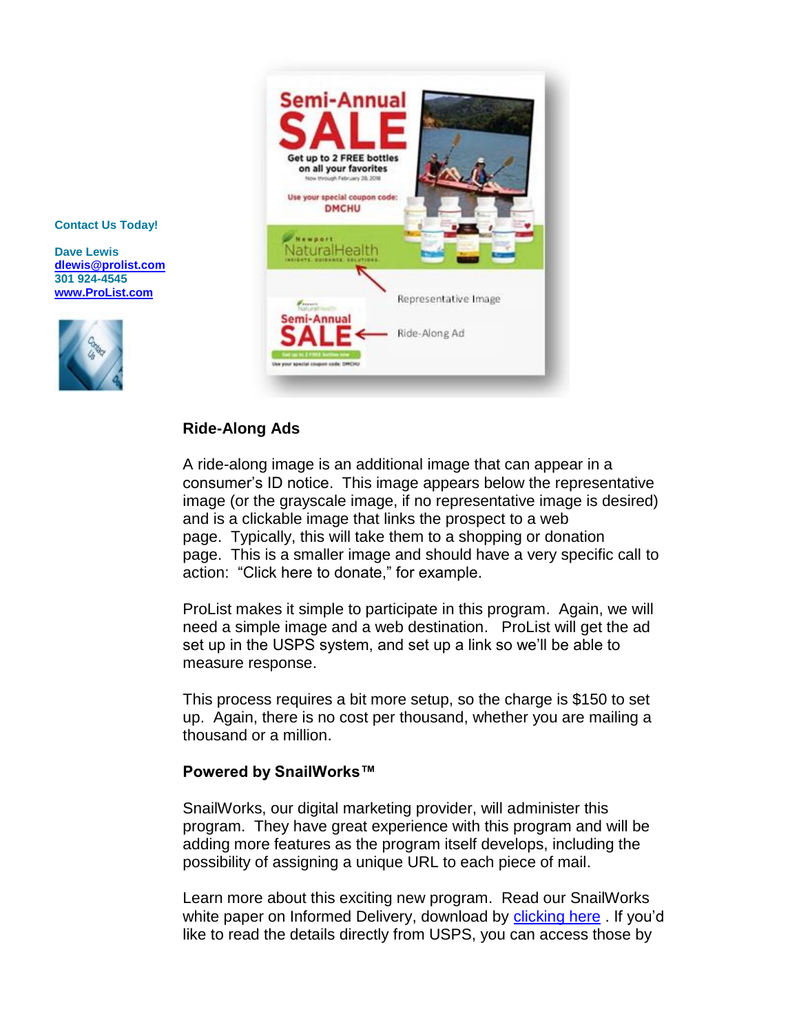**Contact Us Today!**

**Dave Lewis**
**[dlewis@prolist.com](mailto:dlewis@prolist.com)**
**301 924-4545**
**[www.ProList.com](http://www.ProList.com)**

### Ride-Along Ads

A ride-along image is an additional image that can appear in a consumer's ID notice. This image appears below the representative image (or the grayscale image, if no representative image is desired) and is a clickable image that links the prospect to a web page. Typically, this will take them to a shopping or donation page. This is a smaller image and should have a very specific call to action: "Click here to donate," for example.

ProList makes it simple to participate in this program. Again, we will need a simple image and a web destination. ProList will get the ad set up in the USPS system, and set up a link so we'll be able to measure response.

This process requires a bit more setup, so the charge is $150 to set up. Again, there is no cost per thousand, whether you are mailing a thousand or a million.

### Powered by SnailWorks™

SnailWorks, our digital marketing provider, will administer this program. They have great experience with this program and will be adding more features as the program itself develops, including the possibility of assigning a unique URL to each piece of mail.

Learn more about this exciting new program. Read our SnailWorks white paper on Informed Delivery, download by clicking here . If you'd like to read the details directly from USPS, you can access those by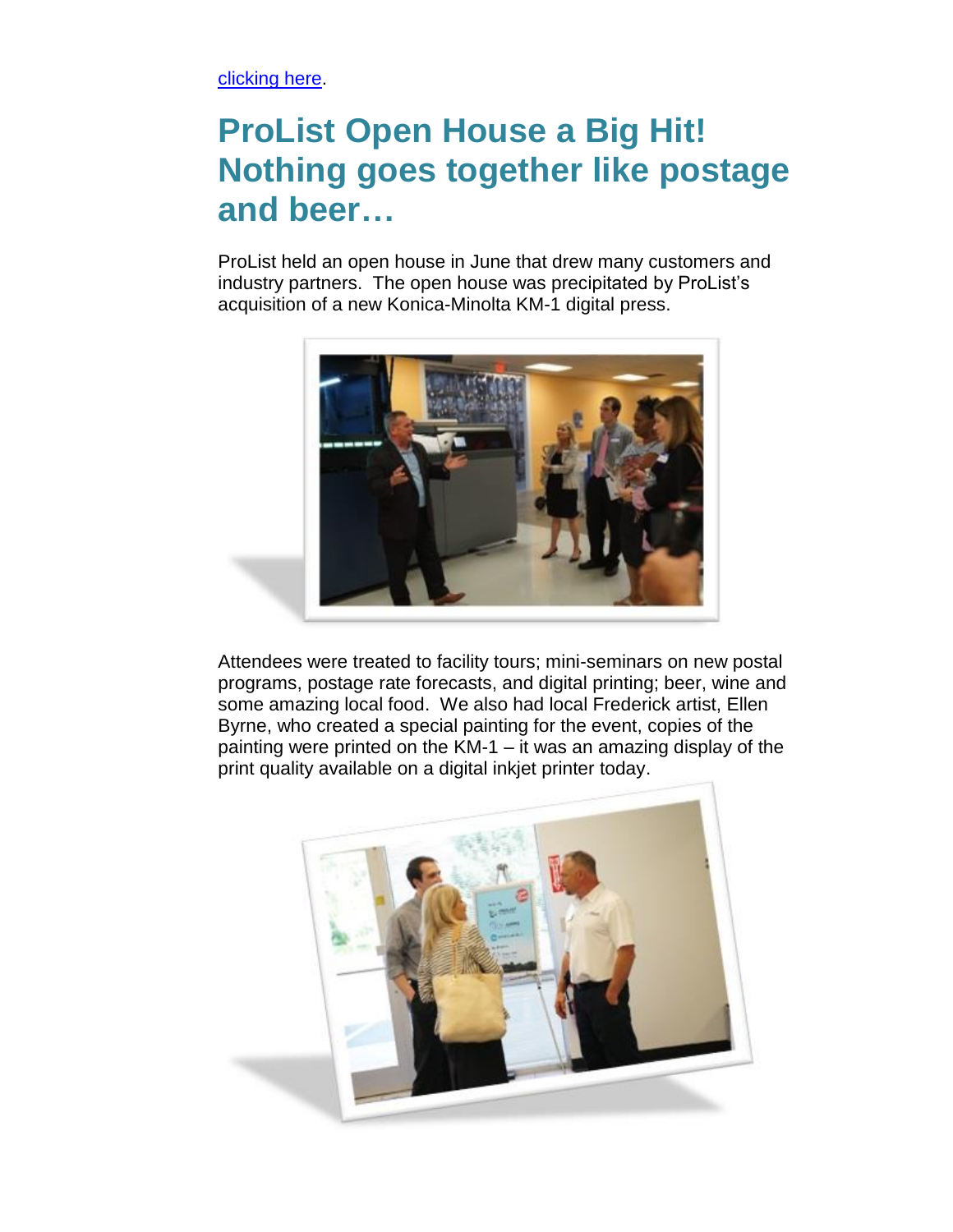clicking here.

# ProList Open House a Big Hit! Nothing goes together like postage and beer…

ProList held an open house in June that drew many customers and industry partners. The open house was precipitated by ProList's acquisition of a new Konica-Minolta KM-1 digital press.

Attendees were treated to facility tours; mini-seminars on new postal programs, postage rate forecasts, and digital printing; beer, wine and some amazing local food. We also had local Frederick artist, Ellen Byrne, who created a special painting for the event, copies of the painting were printed on the KM-1 – it was an amazing display of the print quality available on a digital inkjet printer today.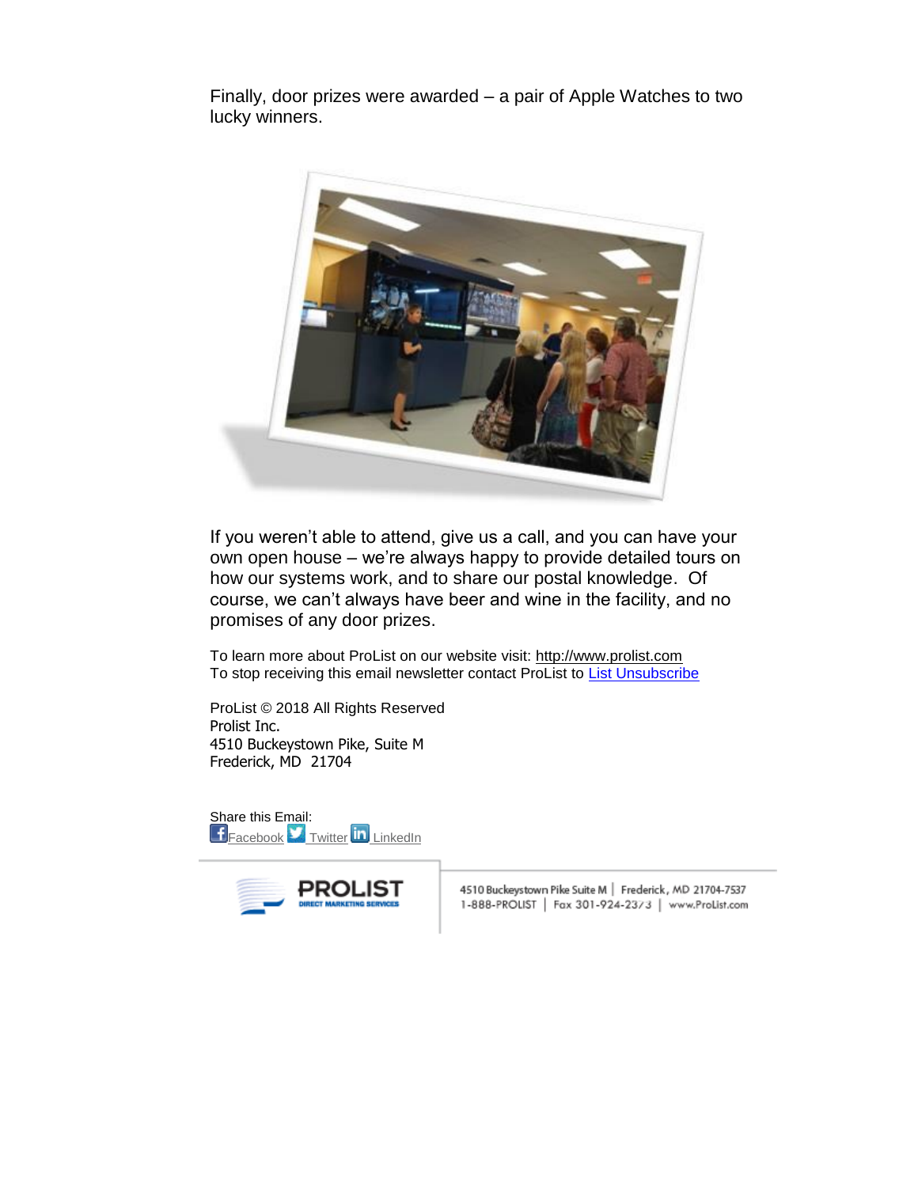Finally, door prizes were awarded – a pair of Apple Watches to two lucky winners.

If you weren't able to attend, give us a call, and you can have your own open house – we're always happy to provide detailed tours on how our systems work, and to share our postal knowledge. Of course, we can't always have beer and wine in the facility, and no promises of any door prizes.

To learn more about ProList on our website visit: http://www.prolist.com
To stop receiving this email newsletter contact ProList to List Unsubscribe

ProList © 2018 All Rights Reserved
Prolist Inc.
4510 Buckeystown Pike, Suite M
Frederick, MD 21704

Share this Email:
Facebook Twitter LinkedIn

PROLIST DIRECT MARKETING SERVICES

4510 Buckeystown Pike Suite M | Frederick, MD 21704-7537
1-888-PROLIST | Fax 301-924-2373 | www.ProList.com